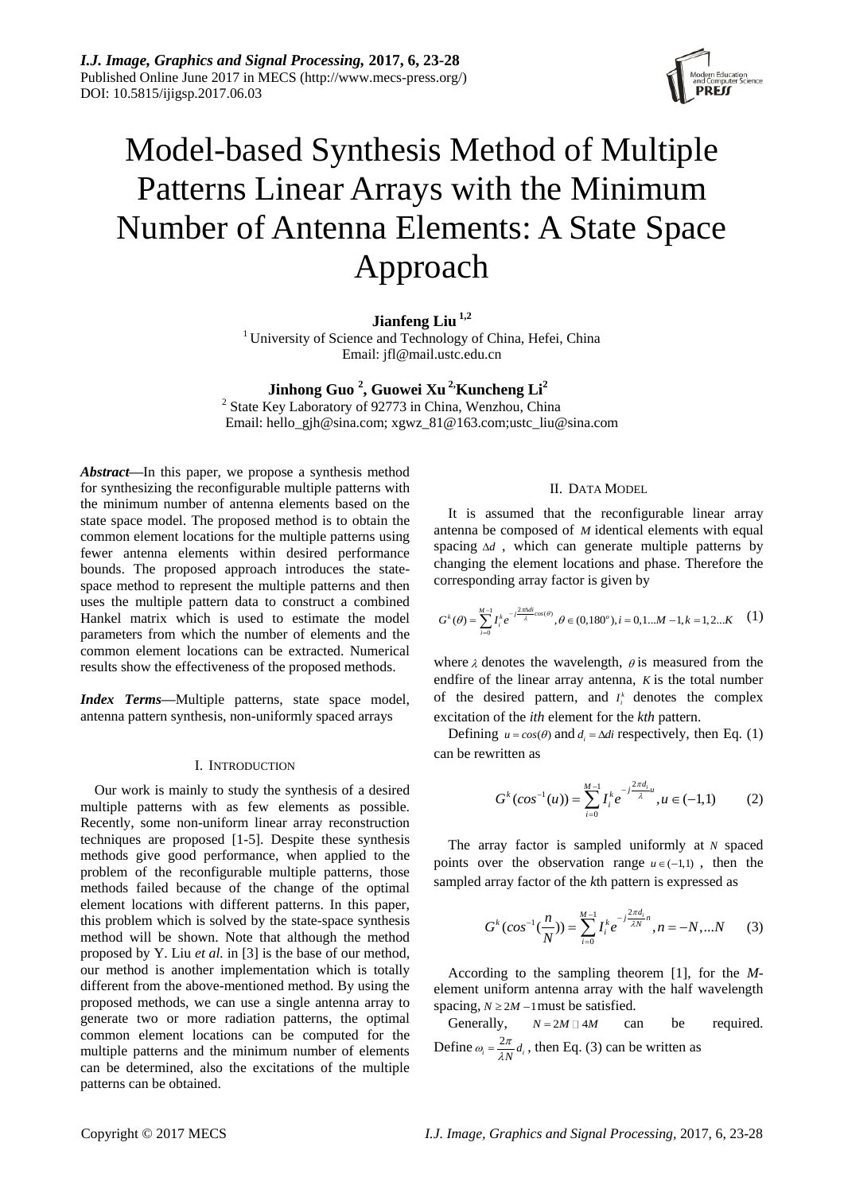# Model-based Synthesis Method of Multiple Patterns Linear Arrays with the Minimum Number of Antenna Elements: A State Space Approach

**Jianfeng Liu** [1,2]
[1] University of Science and Technology of China, Hefei, China
Email: jfl@mail.ustc.edu.cn

**Jinhong Guo** [2], **Guowei Xu** [2], **Kuncheng Li** [2]
[2] State Key Laboratory of 92773 in China, Wenzhou, China
Email: hello_gjh@sina.com; xgwz_81@163.com;ustc_liu@sina.com

***Abstract*—**In this paper, we propose a synthesis method for synthesizing the reconfigurable multiple patterns with the minimum number of antenna elements based on the state space model. The proposed method is to obtain the common element locations for the multiple patterns using fewer antenna elements within desired performance bounds. The proposed approach introduces the state-space method to represent the multiple patterns and then uses the multiple pattern data to construct a combined Hankel matrix which is used to estimate the model parameters from which the number of elements and the common element locations can be extracted. Numerical results show the effectiveness of the proposed methods.

***Index Terms*—**Multiple patterns, state space model, antenna pattern synthesis, non-uniformly spaced arrays

## I. Introduction

Our work is mainly to study the synthesis of a desired multiple patterns with as few elements as possible. Recently, some non-uniform linear array reconstruction techniques are proposed [1-5]. Despite these synthesis methods give good performance, when applied to the problem of the reconfigurable multiple patterns, those methods failed because of the change of the optimal element locations with different patterns. In this paper, this problem which is solved by the state-space synthesis method will be shown. Note that although the method proposed by Y. Liu *et al.* in [3] is the base of our method, our method is another implementation which is totally different from the above-mentioned method. By using the proposed methods, we can use a single antenna array to generate two or more radiation patterns, the optimal common element locations can be computed for the multiple patterns and the minimum number of elements can be determined, also the excitations of the multiple patterns can be obtained.

## II. Data Model

It is assumed that the reconfigurable linear array antenna be composed of $M$ identical elements with equal spacing $\Delta d$, which can generate multiple patterns by changing the element locations and phase. Therefore the corresponding array factor is given by

$$G^k(\theta)=\sum_{i=0}^{M-1} I_i^k e^{-j\frac{2\pi\Delta di}{\lambda}\cos(\theta)}, \theta\in(0,180^o), i=0,1...M-1, k=1,2...K \quad (1)$$

where $\lambda$ denotes the wavelength, $\theta$ is measured from the endfire of the linear array antenna, $K$ is the total number of the desired pattern, and $I_i^k$ denotes the complex excitation of the *ith* element for the *kth* pattern.

Defining $u=cos(\theta)$ and $d_i=\Delta di$ respectively, then Eq. (1) can be rewritten as

$$G^k(cos^{-1}(u))=\sum_{i=0}^{M-1} I_i^k e^{-j\frac{2\pi d_i}{\lambda}u}, u\in(-1,1) \quad (2)$$

The array factor is sampled uniformly at $N$ spaced points over the observation range $u\in(-1,1)$, then the sampled array factor of the *k*th pattern is expressed as

$$G^k(cos^{-1}(\frac{n}{N}))=\sum_{i=0}^{M-1} I_i^k e^{-j\frac{2\pi d_i}{\lambda N}n}, n=-N,...N \quad (3)$$

According to the sampling theorem [1], for the *M*-element uniform antenna array with the half wavelength spacing, $N\geq 2M-1$ must be satisfied.

Generally, $N=2M \sim 4M$ can be required. Define $\omega_i=\frac{2\pi}{\lambda N}d_i$, then Eq. (3) can be written as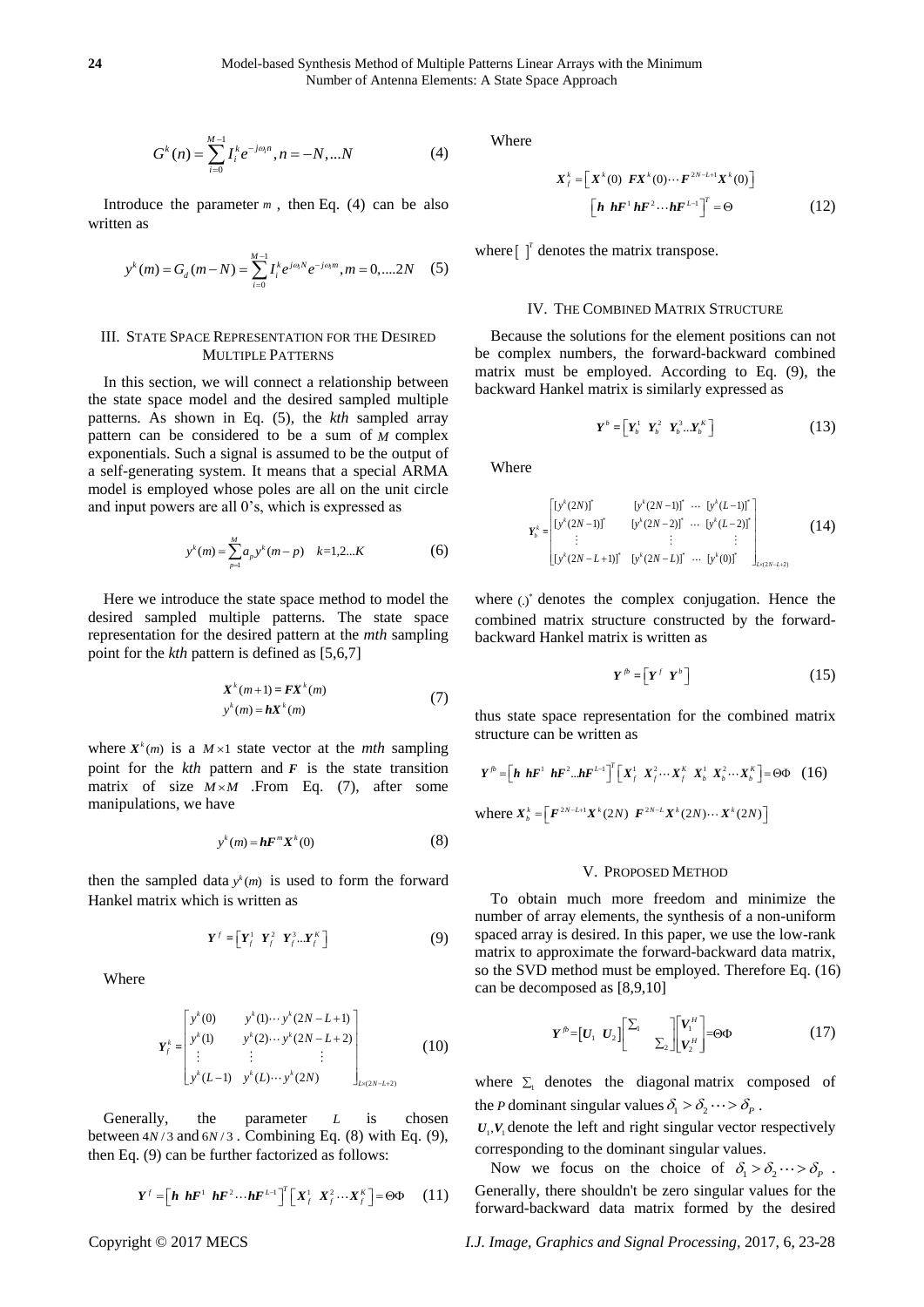$$G^k(n) = \sum_{i=0}^{M-1} I_i^k e^{-j\omega_i n}, n = -N, ...N \quad (4)$$

Introduce the parameter $m$ , then Eq. (4) can be also written as

$$y^k(m) = G_d(m-N) = \sum_{i=0}^{M-1} I_i^k e^{j\omega_i N} e^{-j\omega_i m}, m = 0, ....2N \quad (5)$$

## III. State Space Representation for the Desired Multiple Patterns

In this section, we will connect a relationship between the state space model and the desired sampled multiple patterns. As shown in Eq. (5), the *kth* sampled array pattern can be considered to be a sum of $M$ complex exponentials. Such a signal is assumed to be the output of a self-generating system. It means that a special ARMA model is employed whose poles are all on the unit circle and input powers are all 0's, which is expressed as

$$y^k(m) = \sum_{p=1}^{M} a_p y^k(m-p) \quad k=1,2...K \quad (6)$$

Here we introduce the state space method to model the desired sampled multiple patterns. The state space representation for the desired pattern at the *mth* sampling point for the *kth* pattern is defined as [5,6,7]

$$\begin{aligned} \boldsymbol{X}^k(m+1) &= \boldsymbol{F}\boldsymbol{X}^k(m) \\ y^k(m) &= \boldsymbol{h}\boldsymbol{X}^k(m) \end{aligned} \quad (7)$$

where $\boldsymbol{X}^k(m)$ is a $M \times 1$ state vector at the *mth* sampling point for the *kth* pattern and $\boldsymbol{F}$ is the state transition matrix of size $M \times M$ .From Eq. (7), after some manipulations, we have

$$y^k(m) = \boldsymbol{h}\boldsymbol{F}^m \boldsymbol{X}^k(0) \quad (8)$$

then the sampled data $y^k(m)$ is used to form the forward Hankel matrix which is written as

$$\boldsymbol{Y}^f = \left[\boldsymbol{Y}_f^1 \;\; \boldsymbol{Y}_f^2 \;\; \boldsymbol{Y}_f^3 ... \boldsymbol{Y}_f^K\right] \quad (9)$$

Where

$$\boldsymbol{Y}_f^k = \begin{bmatrix} y^k(0) & y^k(1) \cdots y^k(2N-L+1) \\ y^k(1) & y^k(2) \cdots y^k(2N-L+2) \\ \vdots & \vdots \qquad \vdots \\ y^k(L-1) & y^k(L) \cdots y^k(2N) \end{bmatrix}_{L \times (2N-L+2)} \quad (10)$$

Generally, the parameter $L$ is chosen between $4N/3$ and $6N/3$ . Combining Eq. (8) with Eq. (9), then Eq. (9) can be further factorized as follows:

$$\boldsymbol{Y}^f = \left[\boldsymbol{h} \;\; \boldsymbol{h}\boldsymbol{F}^1 \;\; \boldsymbol{h}\boldsymbol{F}^2 \cdots \boldsymbol{h}\boldsymbol{F}^{L-1}\right]^T \left[\boldsymbol{X}_f^1 \;\; \boldsymbol{X}_f^2 \cdots \boldsymbol{X}_f^K\right] = \Theta\Phi \quad (11)$$

Where

$$\begin{aligned} \boldsymbol{X}_f^k &= \left[\boldsymbol{X}^k(0) \;\; \boldsymbol{F}\boldsymbol{X}^k(0) \cdots \boldsymbol{F}^{2N-L+1}\boldsymbol{X}^k(0)\right] \\ &\left[\boldsymbol{h} \;\; \boldsymbol{h}\boldsymbol{F}^1 \;\; \boldsymbol{h}\boldsymbol{F}^2 \cdots \boldsymbol{h}\boldsymbol{F}^{L-1}\right]^T = \Theta \end{aligned} \quad (12)$$

where $[\;]^T$ denotes the matrix transpose.

## IV. The Combined Matrix Structure

Because the solutions for the element positions can not be complex numbers, the forward-backward combined matrix must be employed. According to Eq. (9), the backward Hankel matrix is similarly expressed as

$$\boldsymbol{Y}^b = \left[\boldsymbol{Y}_b^1 \;\; \boldsymbol{Y}_b^2 \;\; \boldsymbol{Y}_b^3 ... \boldsymbol{Y}_b^K\right] \quad (13)$$

Where

$$\boldsymbol{Y}_b^k = \begin{bmatrix} [y^k(2N)]^* & [y^k(2N-1)]^* & \cdots & [y^k(L-1)]^* \\ [y^k(2N-1)]^* & [y^k(2N-2)]^* & \cdots & [y^k(L-2)]^* \\ \vdots & \vdots & & \vdots \\ [y^k(2N-L+1)]^* & [y^k(2N-L)]^* & \cdots & [y^k(0)]^* \end{bmatrix}_{L \times (2N-L+2)} \quad (14)$$

where $(.)^*$ denotes the complex conjugation. Hence the combined matrix structure constructed by the forward-backward Hankel matrix is written as

$$\boldsymbol{Y}^{fb} = \left[\boldsymbol{Y}^f \;\; \boldsymbol{Y}^b\right] \quad (15)$$

thus state space representation for the combined matrix structure can be written as

$$\boldsymbol{Y}^{fb} = \left[\boldsymbol{h} \;\; \boldsymbol{h}\boldsymbol{F}^1 \;\; \boldsymbol{h}\boldsymbol{F}^2 ... \boldsymbol{h}\boldsymbol{F}^{L-1}\right]^T \left[\boldsymbol{X}_f^1 \;\; \boldsymbol{X}_f^2 \cdots \boldsymbol{X}_f^K \;\; \boldsymbol{X}_b^1 \;\; \boldsymbol{X}_b^2 \cdots \boldsymbol{X}_b^K\right] = \Theta\Phi \quad (16)$$

where $\boldsymbol{X}_b^k = \left[\boldsymbol{F}^{2N-L+1}\boldsymbol{X}^k(2N) \;\; \boldsymbol{F}^{2N-L}\boldsymbol{X}^k(2N) \cdots \boldsymbol{X}^k(2N)\right]$

## V. Proposed Method

To obtain much more freedom and minimize the number of array elements, the synthesis of a non-uniform spaced array is desired. In this paper, we use the low-rank matrix to approximate the forward-backward data matrix, so the SVD method must be employed. Therefore Eq. (16) can be decomposed as [8,9,10]

$$\boldsymbol{Y}^{fb} = \left[\boldsymbol{U}_1 \;\; \boldsymbol{U}_2\right] \begin{bmatrix} \Sigma_1 & \\ & \Sigma_2 \end{bmatrix} \begin{bmatrix} \boldsymbol{V}_1^H \\ \boldsymbol{V}_2^H \end{bmatrix} = \Theta\Phi \quad (17)$$

where $\Sigma_1$ denotes the diagonal matrix composed of the $P$ dominant singular values $\delta_1 > \delta_2 \cdots > \delta_P$ .

$\boldsymbol{U}_1, \boldsymbol{V}_1$ denote the left and right singular vector respectively corresponding to the dominant singular values.

Now we focus on the choice of $\delta_1 > \delta_2 \cdots > \delta_P$ . Generally, there shouldn't be zero singular values for the forward-backward data matrix formed by the desired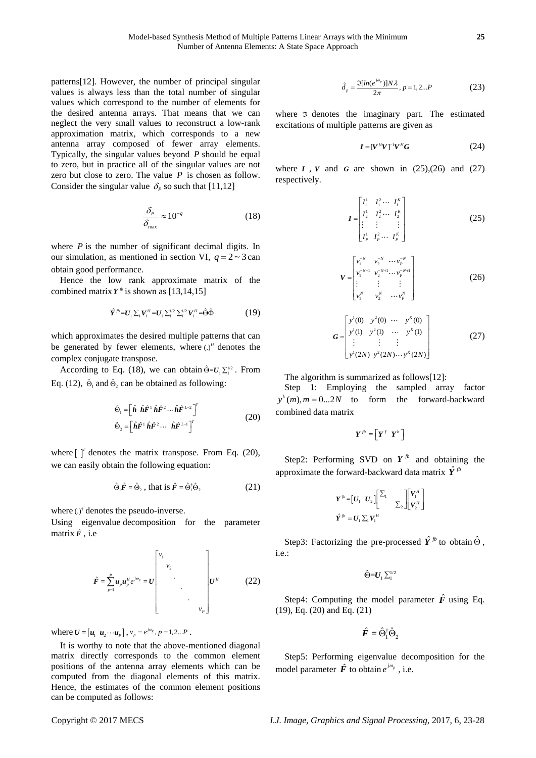patterns[12]. However, the number of principal singular values is always less than the total number of singular values which correspond to the number of elements for the desired antenna arrays. That means that we can neglect the very small values to reconstruct a low-rank approximation matrix, which corresponds to a new antenna array composed of fewer array elements. Typically, the singular values beyond $P$ should be equal to zero, but in practice all of the singular values are not zero but close to zero. The value $P$ is chosen as follow. Consider the singular value $\delta_P$ so such that [11,12]

$$\frac{\delta_P}{\delta_{\max}} \approx 10^{-q} \tag{18}$$

where $P$ is the number of significant decimal digits. In our simulation, as mentioned in section VI, $q = 2 \sim 3$ can obtain good performance.

Hence the low rank approximate matrix of the combined matrix $\boldsymbol{Y}^{fb}$ is shown as [13,14,15]

$$\hat{\boldsymbol{Y}}^{fb} = \boldsymbol{U}_1 \Sigma_1 \boldsymbol{V}_1^H = \boldsymbol{U}_1 \Sigma_1^{1/2} \Sigma_1^{1/2} \boldsymbol{V}_1^H = \hat{\Theta}\hat{\Phi} \tag{19}$$

which approximates the desired multiple patterns that can be generated by fewer elements, where $(.)^H$ denotes the complex conjugate transpose.

According to Eq. (18), we can obtain $\hat{\Theta} = \boldsymbol{U}_1 \Sigma_1^{1/2}$. From Eq. (12), $\hat{\Theta}_1$ and $\hat{\Theta}_2$ can be obtained as following:

$$\begin{aligned} \hat{\Theta}_1 &= \left[\hat{\boldsymbol{h}} \;\; \hat{\boldsymbol{h}}\hat{\boldsymbol{F}}^1 \; \hat{\boldsymbol{h}}\hat{\boldsymbol{F}}^2 \cdots \hat{\boldsymbol{h}}\hat{\boldsymbol{F}}^{L-2}\right]^T \\ \hat{\Theta}_2 &= \left[\hat{\boldsymbol{h}}\hat{\boldsymbol{F}}^1 \; \hat{\boldsymbol{h}}\hat{\boldsymbol{F}}^2 \cdots \;\; \hat{\boldsymbol{h}}\hat{\boldsymbol{F}}^{L-1}\right]^T \end{aligned} \tag{20}$$

where $[\;]^T$ denotes the matrix transpose. From Eq. (20), we can easily obtain the following equation:

$$\hat{\Theta}_1 \hat{\boldsymbol{F}} = \hat{\Theta}_2 \text{, that is } \hat{\boldsymbol{F}} = \hat{\Theta}_1^{\dagger} \hat{\Theta}_2 \tag{21}$$

where $(.)^{\dagger}$ denotes the pseudo-inverse.

Using eigenvalue decomposition for the parameter matrix $\hat{\boldsymbol{F}}$, i.e

$$\hat{\boldsymbol{F}} = \sum_{p=1}^{P} \boldsymbol{u}_p \boldsymbol{u}_p^H e^{j\omega_p} = \boldsymbol{U} \begin{bmatrix} v_1 & & & & \\ & v_2 & & & \\ & & \ddots & & \\ & & & \ddots & \\ & & & & v_P \end{bmatrix} \boldsymbol{U}^H \tag{22}$$

where $\boldsymbol{U} = [\boldsymbol{u}_1 \;\; \boldsymbol{u}_2 \cdots \boldsymbol{u}_P]$, $v_p = e^{j\omega_p}, p = 1, 2 \ldots P$.

It is worthy to note that the above-mentioned diagonal matrix directly corresponds to the common element positions of the antenna array elements which can be computed from the diagonal elements of this matrix. Hence, the estimates of the common element positions can be computed as follows:

$$\hat{d}_p = \frac{\Im[\ln(e^{j\omega_p})]N\lambda}{2\pi}, \; p = 1, 2 \ldots P \tag{23}$$

where $\Im$ denotes the imaginary part. The estimated excitations of multiple patterns are given as

$$\boldsymbol{I} = [\boldsymbol{V}^H \boldsymbol{V}]^{-1} \boldsymbol{V}^H \boldsymbol{G} \tag{24}$$

where $\boldsymbol{I}$, $\boldsymbol{V}$ and $\boldsymbol{G}$ are shown in (25),(26) and (27) respectively.

$$\boldsymbol{I} = \begin{bmatrix} I_1^1 & I_1^2 \cdots & I_1^K \\ I_2^1 & I_2^2 \cdots & I_2^K \\ \vdots & \vdots & \vdots \\ I_P^1 & I_P^2 \cdots & I_P^K \end{bmatrix} \tag{25}$$

$$\boldsymbol{V} = \begin{bmatrix} v_1^{-N} & v_2^{-N} & \cdots v_P^{-N} \\ v_1^{-N+1} & v_2^{-N+1} & \cdots v_P^{-N+1} \\ \vdots & \vdots & \vdots \\ v_1^N & v_2^N & \cdots v_P^N \end{bmatrix} \tag{26}$$

$$\boldsymbol{G} = \begin{bmatrix} y^1(0) & y^2(0) & \cdots & y^K(0) \\ y^1(1) & y^2(1) & \cdots & y^K(1) \\ \vdots & \vdots & \vdots & \\ y^1(2N) & y^2(2N) & \cdots & y^K(2N) \end{bmatrix} \tag{27}$$

The algorithm is summarized as follows[12]:

Step 1: Employing the sampled array factor $y^k(m), m = 0 \ldots 2N$ to form the forward-backward combined data matrix

$$\boldsymbol{Y}^{fb} = \left[\boldsymbol{Y}^f \;\; \boldsymbol{Y}^b\right]$$

Step2: Performing SVD on $\boldsymbol{Y}^{fb}$ and obtaining the approximate the forward-backward data matrix $\hat{\boldsymbol{Y}}^{fb}$

$$\begin{aligned} \boldsymbol{Y}^{fb} &= \left[\boldsymbol{U}_1 \;\; \boldsymbol{U}_2\right] \begin{bmatrix} \Sigma_1 & \\ & \Sigma_2 \end{bmatrix} \begin{bmatrix} \boldsymbol{V}_1^H \\ \boldsymbol{V}_2^H \end{bmatrix} \\ \hat{\boldsymbol{Y}}^{fb} &= \boldsymbol{U}_1 \Sigma_1 \boldsymbol{V}_1^H \end{aligned}$$

Step3: Factorizing the pre-processed $\hat{\boldsymbol{Y}}^{fb}$ to obtain $\hat{\Theta}$, i.e.:

$$\hat{\Theta} = \boldsymbol{U}_1 \Sigma_1^{1/2}$$

Step4: Computing the model parameter $\hat{\boldsymbol{F}}$ using Eq. (19), Eq. (20) and Eq. (21)

$$\hat{\boldsymbol{F}} = \hat{\Theta}_1^{\dagger} \hat{\Theta}_2$$

Step5: Performing eigenvalue decomposition for the model parameter $\hat{\boldsymbol{F}}$ to obtain $e^{j\omega_p}$, i.e.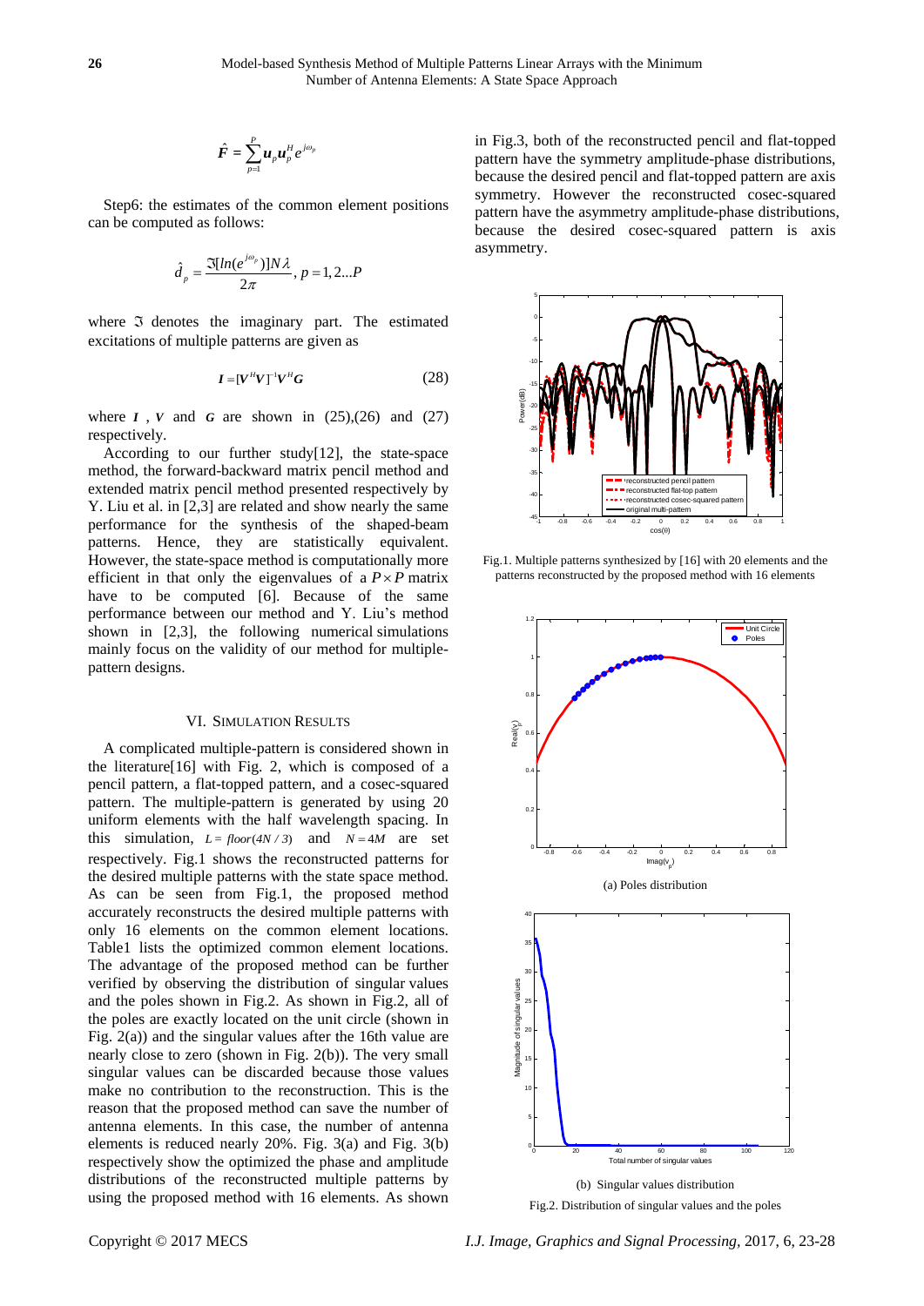$$\hat{\boldsymbol{F}} = \sum_{p=1}^{P} \boldsymbol{u}_p \boldsymbol{u}_p^H e^{j\omega_p}$$

Step6: the estimates of the common element positions can be computed as follows:

$$\hat{d}_p = \frac{\Im[\ln(e^{j\omega_p})]N\lambda}{2\pi}, \ p = 1, 2 \dots P$$

where $\Im$ denotes the imaginary part. The estimated excitations of multiple patterns are given as

$$\boldsymbol{I} = [\boldsymbol{V}^H \boldsymbol{V}]^{-1} \boldsymbol{V}^H \boldsymbol{G} \tag{28}$$

where $\boldsymbol{I}$ , $\boldsymbol{V}$ and $\boldsymbol{G}$ are shown in (25),(26) and (27) respectively.

According to our further study[12], the state-space method, the forward-backward matrix pencil method and extended matrix pencil method presented respectively by Y. Liu et al. in [2,3] are related and show nearly the same performance for the synthesis of the shaped-beam patterns. Hence, they are statistically equivalent. However, the state-space method is computationally more efficient in that only the eigenvalues of a $P \times P$ matrix have to be computed [6]. Because of the same performance between our method and Y. Liu's method shown in [2,3], the following numerical simulations mainly focus on the validity of our method for multiple-pattern designs.

## VI. SIMULATION RESULTS

A complicated multiple-pattern is considered shown in the literature[16] with Fig. 2, which is composed of a pencil pattern, a flat-topped pattern, and a cosec-squared pattern. The multiple-pattern is generated by using 20 uniform elements with the half wavelength spacing. In this simulation, $L = floor(4N/3)$ and $N = 4M$ are set respectively. Fig.1 shows the reconstructed patterns for the desired multiple patterns with the state space method. As can be seen from Fig.1, the proposed method accurately reconstructs the desired multiple patterns with only 16 elements on the common element locations. Table1 lists the optimized common element locations. The advantage of the proposed method can be further verified by observing the distribution of singular values and the poles shown in Fig.2. As shown in Fig.2, all of the poles are exactly located on the unit circle (shown in Fig. 2(a)) and the singular values after the 16th value are nearly close to zero (shown in Fig. 2(b)). The very small singular values can be discarded because those values make no contribution to the reconstruction. This is the reason that the proposed method can save the number of antenna elements. In this case, the number of antenna elements is reduced nearly 20%. Fig. 3(a) and Fig. 3(b) respectively show the optimized the phase and amplitude distributions of the reconstructed multiple patterns by using the proposed method with 16 elements. As shown in Fig.3, both of the reconstructed pencil and flat-topped pattern have the symmetry amplitude-phase distributions, because the desired pencil and flat-topped pattern are axis symmetry. However the reconstructed cosec-squared pattern have the asymmetry amplitude-phase distributions, because the desired cosec-squared pattern is axis asymmetry.

Fig.1. Multiple patterns synthesized by [16] with 20 elements and the patterns reconstructed by the proposed method with 16 elements

(a) Poles distribution

(b) Singular values distribution

Fig.2. Distribution of singular values and the poles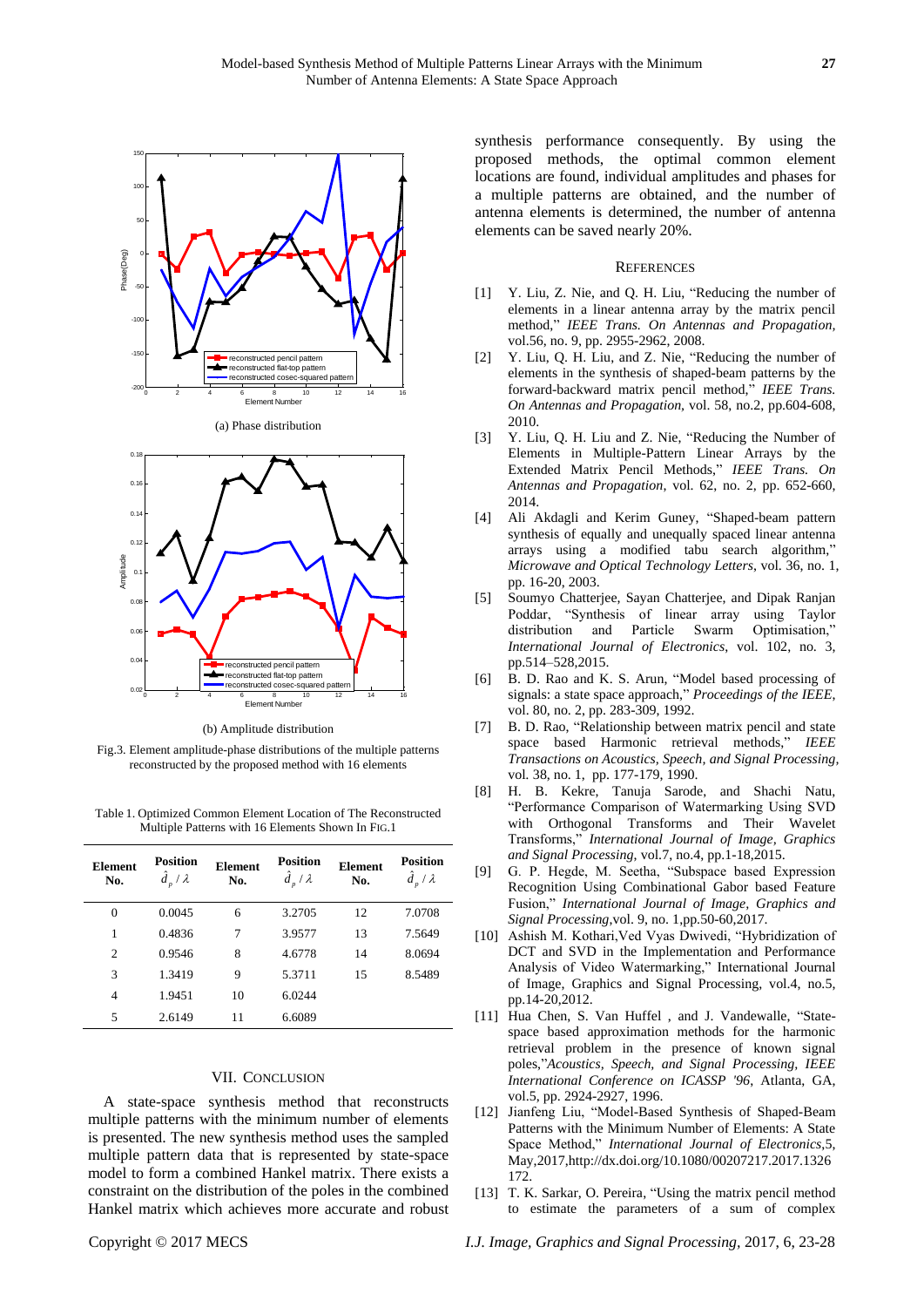(a) Phase distribution

(b) Amplitude distribution

Fig.3. Element amplitude-phase distributions of the multiple patterns reconstructed by the proposed method with 16 elements

Table 1. Optimized Common Element Location of The Reconstructed Multiple Patterns with 16 Elements Shown In FIG.1

| Element No. | Position $\hat{d}_p/\lambda$ | Element No. | Position $\hat{d}_p/\lambda$ | Element No. | Position $\hat{d}_p/\lambda$ |
|---|---|---|---|---|---|
| 0 | 0.0045 | 6 | 3.2705 | 12 | 7.0708 |
| 1 | 0.4836 | 7 | 3.9577 | 13 | 7.5649 |
| 2 | 0.9546 | 8 | 4.6778 | 14 | 8.0694 |
| 3 | 1.3419 | 9 | 5.3711 | 15 | 8.5489 |
| 4 | 1.9451 | 10 | 6.0244 | | |
| 5 | 2.6149 | 11 | 6.6089 | | |

## VII. CONCLUSION

A state-space synthesis method that reconstructs multiple patterns with the minimum number of elements is presented. The new synthesis method uses the sampled multiple pattern data that is represented by state-space model to form a combined Hankel matrix. There exists a constraint on the distribution of the poles in the combined Hankel matrix which achieves more accurate and robust synthesis performance consequently. By using the proposed methods, the optimal common element locations are found, individual amplitudes and phases for a multiple patterns are obtained, and the number of antenna elements is determined, the number of antenna elements can be saved nearly 20%.

## REFERENCES

[1] Y. Liu, Z. Nie, and Q. H. Liu, "Reducing the number of elements in a linear antenna array by the matrix pencil method," *IEEE Trans. On Antennas and Propagation*, vol.56, no. 9, pp. 2955-2962, 2008.

[2] Y. Liu, Q. H. Liu, and Z. Nie, "Reducing the number of elements in the synthesis of shaped-beam patterns by the forward-backward matrix pencil method," *IEEE Trans. On Antennas and Propagation*, vol. 58, no.2, pp.604-608, 2010.

[3] Y. Liu, Q. H. Liu and Z. Nie, "Reducing the Number of Elements in Multiple-Pattern Linear Arrays by the Extended Matrix Pencil Methods," *IEEE Trans. On Antennas and Propagation*, vol. 62, no. 2, pp. 652-660, 2014.

[4] Ali Akdagli and Kerim Guney, "Shaped-beam pattern synthesis of equally and unequally spaced linear antenna arrays using a modified tabu search algorithm," *Microwave and Optical Technology Letters*, vol. 36, no. 1, pp. 16-20, 2003.

[5] Soumyo Chatterjee, Sayan Chatterjee, and Dipak Ranjan Poddar, "Synthesis of linear array using Taylor distribution and Particle Swarm Optimisation," *International Journal of Electronics*, vol. 102, no. 3, pp.514–528,2015.

[6] B. D. Rao and K. S. Arun, "Model based processing of signals: a state space approach," *Proceedings of the IEEE*, vol. 80, no. 2, pp. 283-309, 1992.

[7] B. D. Rao, "Relationship between matrix pencil and state space based Harmonic retrieval methods," *IEEE Transactions on Acoustics, Speech, and Signal Processing*, vol. 38, no. 1, pp. 177-179, 1990.

[8] H. B. Kekre, Tanuja Sarode, and Shachi Natu, "Performance Comparison of Watermarking Using SVD with Orthogonal Transforms and Their Wavelet Transforms," *International Journal of Image, Graphics and Signal Processing*, vol.7, no.4, pp.1-18,2015.

[9] G. P. Hegde, M. Seetha, "Subspace based Expression Recognition Using Combinational Gabor based Feature Fusion," *International Journal of Image, Graphics and Signal Processing*,vol. 9, no. 1,pp.50-60,2017.

[10] Ashish M. Kothari,Ved Vyas Dwivedi, "Hybridization of DCT and SVD in the Implementation and Performance Analysis of Video Watermarking," International Journal of Image, Graphics and Signal Processing, vol.4, no.5, pp.14-20,2012.

[11] Hua Chen, S. Van Huffel , and J. Vandewalle, "State-space based approximation methods for the harmonic retrieval problem in the presence of known signal poles,"*Acoustics, Speech, and Signal Processing, IEEE International Conference on ICASSP '96*, Atlanta, GA, vol.5, pp. 2924-2927, 1996.

[12] Jianfeng Liu, "Model-Based Synthesis of Shaped-Beam Patterns with the Minimum Number of Elements: A State Space Method," *International Journal of Electronics*,5, May,2017,http://dx.doi.org/10.1080/00207217.2017.1326172.

[13] T. K. Sarkar, O. Pereira, "Using the matrix pencil method to estimate the parameters of a sum of complex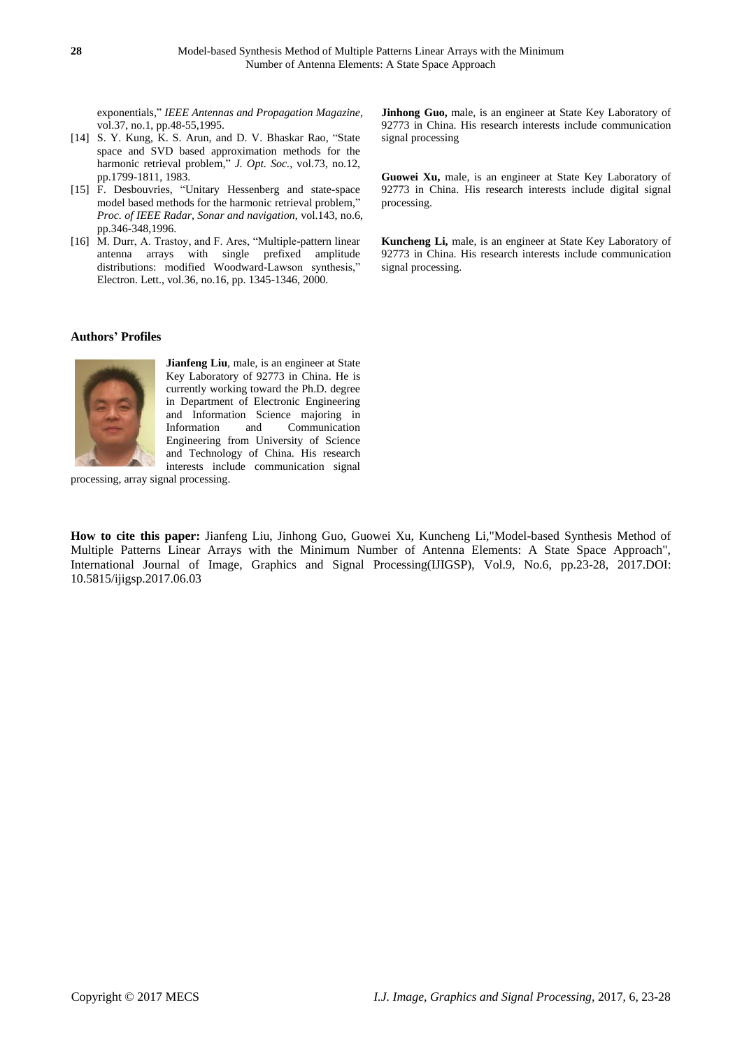exponentials," *IEEE Antennas and Propagation Magazine*, vol.37, no.1, pp.48-55,1995.

[14] S. Y. Kung, K. S. Arun, and D. V. Bhaskar Rao, "State space and SVD based approximation methods for the harmonic retrieval problem," *J. Opt. Soc.*, vol.73, no.12, pp.1799-1811, 1983.

[15] F. Desbouvries, "Unitary Hessenberg and state-space model based methods for the harmonic retrieval problem," *Proc. of IEEE Radar, Sonar and navigation*, vol.143, no.6, pp.346-348,1996.

[16] M. Durr, A. Trastoy, and F. Ares, "Multiple-pattern linear antenna arrays with single prefixed amplitude distributions: modified Woodward-Lawson synthesis," Electron. Lett., vol.36, no.16, pp. 1345-1346, 2000.

## Authors' Profiles

**Jianfeng Liu**, male, is an engineer at State Key Laboratory of 92773 in China. He is currently working toward the Ph.D. degree in Department of Electronic Engineering and Information Science majoring in Information and Communication Engineering from University of Science and Technology of China. His research interests include communication signal processing, array signal processing.

**Jinhong Guo,** male, is an engineer at State Key Laboratory of 92773 in China. His research interests include communication signal processing

**Guowei Xu,** male, is an engineer at State Key Laboratory of 92773 in China. His research interests include digital signal processing.

**Kuncheng Li,** male, is an engineer at State Key Laboratory of 92773 in China. His research interests include communication signal processing.

**How to cite this paper:** Jianfeng Liu, Jinhong Guo, Guowei Xu, Kuncheng Li,"Model-based Synthesis Method of Multiple Patterns Linear Arrays with the Minimum Number of Antenna Elements: A State Space Approach", International Journal of Image, Graphics and Signal Processing(IJIGSP), Vol.9, No.6, pp.23-28, 2017.DOI: 10.5815/ijigsp.2017.06.03